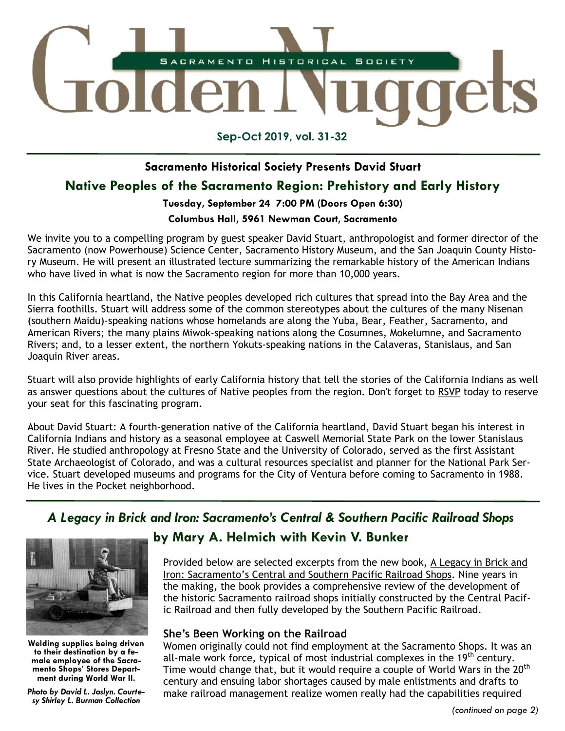# Golden Nuggets

Sacramento Historical Society

**Sep-Oct 2019, vol. 31-32**

---

### Sacramento Historical Society Presents David Stuart

## Native Peoples of the Sacramento Region: Prehistory and Early History

**Tuesday, September 24 7:00 PM (Doors Open 6:30)**

**Columbus Hall, 5961 Newman Court, Sacramento**

We invite you to a compelling program by guest speaker David Stuart, anthropologist and former director of the Sacramento (now Powerhouse) Science Center, Sacramento History Museum, and the San Joaquin County History Museum. He will present an illustrated lecture summarizing the remarkable history of the American Indians who have lived in what is now the Sacramento region for more than 10,000 years.

In this California heartland, the Native peoples developed rich cultures that spread into the Bay Area and the Sierra foothills. Stuart will address some of the common stereotypes about the cultures of the many Nisenan (southern Maidu)-speaking nations whose homelands are along the Yuba, Bear, Feather, Sacramento, and American Rivers; the many plains Miwok-speaking nations along the Cosumnes, Mokelumne, and Sacramento Rivers; and, to a lesser extent, the northern Yokuts-speaking nations in the Calaveras, Stanislaus, and San Joaquin River areas.

Stuart will also provide highlights of early California history that tell the stories of the California Indians as well as answer questions about the cultures of Native peoples from the region. Don't forget to RSVP today to reserve your seat for this fascinating program.

About David Stuart: A fourth-generation native of the California heartland, David Stuart began his interest in California Indians and history as a seasonal employee at Caswell Memorial State Park on the lower Stanislaus River. He studied anthropology at Fresno State and the University of Colorado, served as the first Assistant State Archaeologist of Colorado, and was a cultural resources specialist and planner for the National Park Service. Stuart developed museums and programs for the City of Ventura before coming to Sacramento in 1988. He lives in the Pocket neighborhood.

---

## *A Legacy in Brick and Iron: Sacramento's Central & Southern Pacific Railroad Shops*

### by Mary A. Helmich with Kevin V. Bunker

**Welding supplies being driven to their destination by a female employee of the Sacramento Shops' Stores Department during World War II.**

***Photo by David L. Joslyn. Courtesy Shirley L. Burman Collection***

Provided below are selected excerpts from the new book, A Legacy in Brick and Iron: Sacramento's Central and Southern Pacific Railroad Shops. Nine years in the making, the book provides a comprehensive review of the development of the historic Sacramento railroad shops initially constructed by the Central Pacific Railroad and then fully developed by the Southern Pacific Railroad.

### She's Been Working on the Railroad

Women originally could not find employment at the Sacramento Shops. It was an all-male work force, typical of most industrial complexes in the 19th century. Time would change that, but it would require a couple of World Wars in the 20th century and ensuing labor shortages caused by male enlistments and drafts to make railroad management realize women really had the capabilities required

*(continued on page 2)*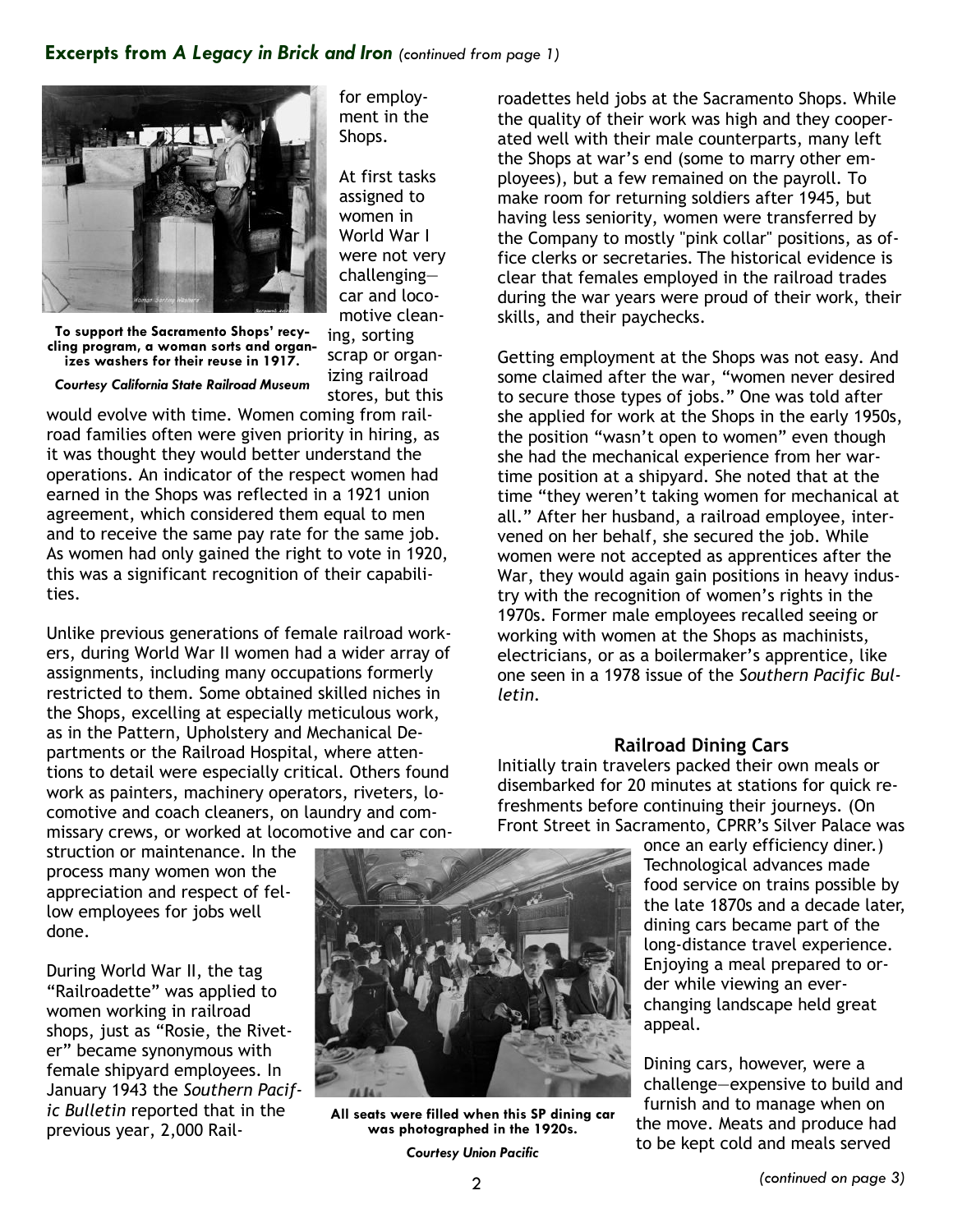## Excerpts from *A Legacy in Brick and Iron* *(continued from page 1)*

**To support the Sacramento Shops' recycling program, a woman sorts and organizes washers for their reuse in 1917.**

***Courtesy California State Railroad Museum***

for employment in the Shops.

At first tasks assigned to women in World War I were not very challenging—car and locomotive cleaning, sorting scrap or organizing railroad stores, but this would evolve with time. Women coming from railroad families often were given priority in hiring, as it was thought they would better understand the operations. An indicator of the respect women had earned in the Shops was reflected in a 1921 union agreement, which considered them equal to men and to receive the same pay rate for the same job. As women had only gained the right to vote in 1920, this was a significant recognition of their capabilities.

Unlike previous generations of female railroad workers, during World War II women had a wider array of assignments, including many occupations formerly restricted to them. Some obtained skilled niches in the Shops, excelling at especially meticulous work, as in the Pattern, Upholstery and Mechanical Departments or the Railroad Hospital, where attentions to detail were especially critical. Others found work as painters, machinery operators, riveters, locomotive and coach cleaners, on laundry and commissary crews, or worked at locomotive and car construction or maintenance. In the process many women won the appreciation and respect of fellow employees for jobs well done.

During World War II, the tag "Railroadette" was applied to women working in railroad shops, just as "Rosie, the Riveter" became synonymous with female shipyard employees. In January 1943 the *Southern Pacific Bulletin* reported that in the previous year, 2,000 Railroadettes held jobs at the Sacramento Shops. While the quality of their work was high and they cooperated well with their male counterparts, many left the Shops at war's end (some to marry other employees), but a few remained on the payroll. To make room for returning soldiers after 1945, but having less seniority, women were transferred by the Company to mostly "pink collar" positions, as office clerks or secretaries. The historical evidence is clear that females employed in the railroad trades during the war years were proud of their work, their skills, and their paychecks.

Getting employment at the Shops was not easy. And some claimed after the war, "women never desired to secure those types of jobs." One was told after she applied for work at the Shops in the early 1950s, the position "wasn't open to women" even though she had the mechanical experience from her wartime position at a shipyard. She noted that at the time "they weren't taking women for mechanical at all." After her husband, a railroad employee, intervened on her behalf, she secured the job. While women were not accepted as apprentices after the War, they would again gain positions in heavy industry with the recognition of women's rights in the 1970s. Former male employees recalled seeing or working with women at the Shops as machinists, electricians, or as a boilermaker's apprentice, like one seen in a 1978 issue of the *Southern Pacific Bulletin.*

### Railroad Dining Cars

Initially train travelers packed their own meals or disembarked for 20 minutes at stations for quick refreshments before continuing their journeys. (On Front Street in Sacramento, CPRR's Silver Palace was once an early efficiency diner.) Technological advances made food service on trains possible by the late 1870s and a decade later, dining cars became part of the long-distance travel experience. Enjoying a meal prepared to order while viewing an ever-changing landscape held great appeal.

**All seats were filled when this SP dining car was photographed in the 1920s.**

***Courtesy Union Pacific***

Dining cars, however, were a challenge—expensive to build and furnish and to manage when on the move. Meats and produce had to be kept cold and meals served

*(continued on page 3)*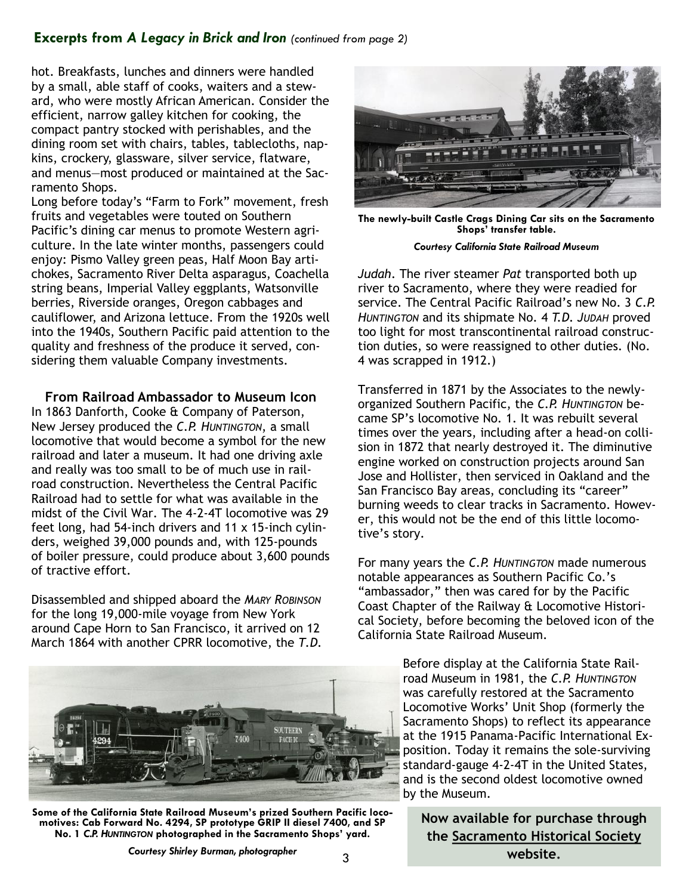## Excerpts from *A Legacy in Brick and Iron* *(continued from page 2)*

hot. Breakfasts, lunches and dinners were handled by a small, able staff of cooks, waiters and a steward, who were mostly African American. Consider the efficient, narrow galley kitchen for cooking, the compact pantry stocked with perishables, and the dining room set with chairs, tables, tablecloths, napkins, crockery, glassware, silver service, flatware, and menus—most produced or maintained at the Sacramento Shops.

Long before today's "Farm to Fork" movement, fresh fruits and vegetables were touted on Southern Pacific's dining car menus to promote Western agriculture. In the late winter months, passengers could enjoy: Pismo Valley green peas, Half Moon Bay artichokes, Sacramento River Delta asparagus, Coachella string beans, Imperial Valley eggplants, Watsonville berries, Riverside oranges, Oregon cabbages and cauliflower, and Arizona lettuce. From the 1920s well into the 1940s, Southern Pacific paid attention to the quality and freshness of the produce it served, considering them valuable Company investments.

### From Railroad Ambassador to Museum Icon

In 1863 Danforth, Cooke & Company of Paterson, New Jersey produced the *C.P. Huntington*, a small locomotive that would become a symbol for the new railroad and later a museum. It had one driving axle and really was too small to be of much use in railroad construction. Nevertheless the Central Pacific Railroad had to settle for what was available in the midst of the Civil War. The 4-2-4T locomotive was 29 feet long, had 54-inch drivers and 11 x 15-inch cylinders, weighed 39,000 pounds and, with 125-pounds of boiler pressure, could produce about 3,600 pounds of tractive effort.

Disassembled and shipped aboard the *Mary Robinson* for the long 19,000-mile voyage from New York around Cape Horn to San Francisco, it arrived on 12 March 1864 with another CPRR locomotive, the *T.D. Judah*. The river steamer *Pat* transported both up river to Sacramento, where they were readied for service. The Central Pacific Railroad's new No. 3 *C.P. Huntington* and its shipmate No. 4 *T.D. Judah* proved too light for most transcontinental railroad construction duties, so were reassigned to other duties. (No. 4 was scrapped in 1912.)

**The newly-built Castle Crags Dining Car sits on the Sacramento Shops' transfer table.**

***Courtesy California State Railroad Museum***

Transferred in 1871 by the Associates to the newly-organized Southern Pacific, the *C.P. Huntington* became SP's locomotive No. 1. It was rebuilt several times over the years, including after a head-on collision in 1872 that nearly destroyed it. The diminutive engine worked on construction projects around San Jose and Hollister, then serviced in Oakland and the San Francisco Bay areas, concluding its "career" burning weeds to clear tracks in Sacramento. However, this would not be the end of this little locomotive's story.

For many years the *C.P. Huntington* made numerous notable appearances as Southern Pacific Co.'s "ambassador," then was cared for by the Pacific Coast Chapter of the Railway & Locomotive Historical Society, before becoming the beloved icon of the California State Railroad Museum.

Before display at the California State Railroad Museum in 1981, the *C.P. Huntington* was carefully restored at the Sacramento Locomotive Works' Unit Shop (formerly the Sacramento Shops) to reflect its appearance at the 1915 Panama-Pacific International Exposition. Today it remains the sole-surviving standard-gauge 4-2-4T in the United States, and is the second oldest locomotive owned by the Museum.

**Some of the California State Railroad Museum's prized Southern Pacific locomotives: Cab Forward No. 4294, SP prototype GRIP II diesel 7400, and SP No. 1 *C.P. Huntington* photographed in the Sacramento Shops' yard.**

***Courtesy Shirley Burman, photographer***

**Now available for purchase through the Sacramento Historical Society website.**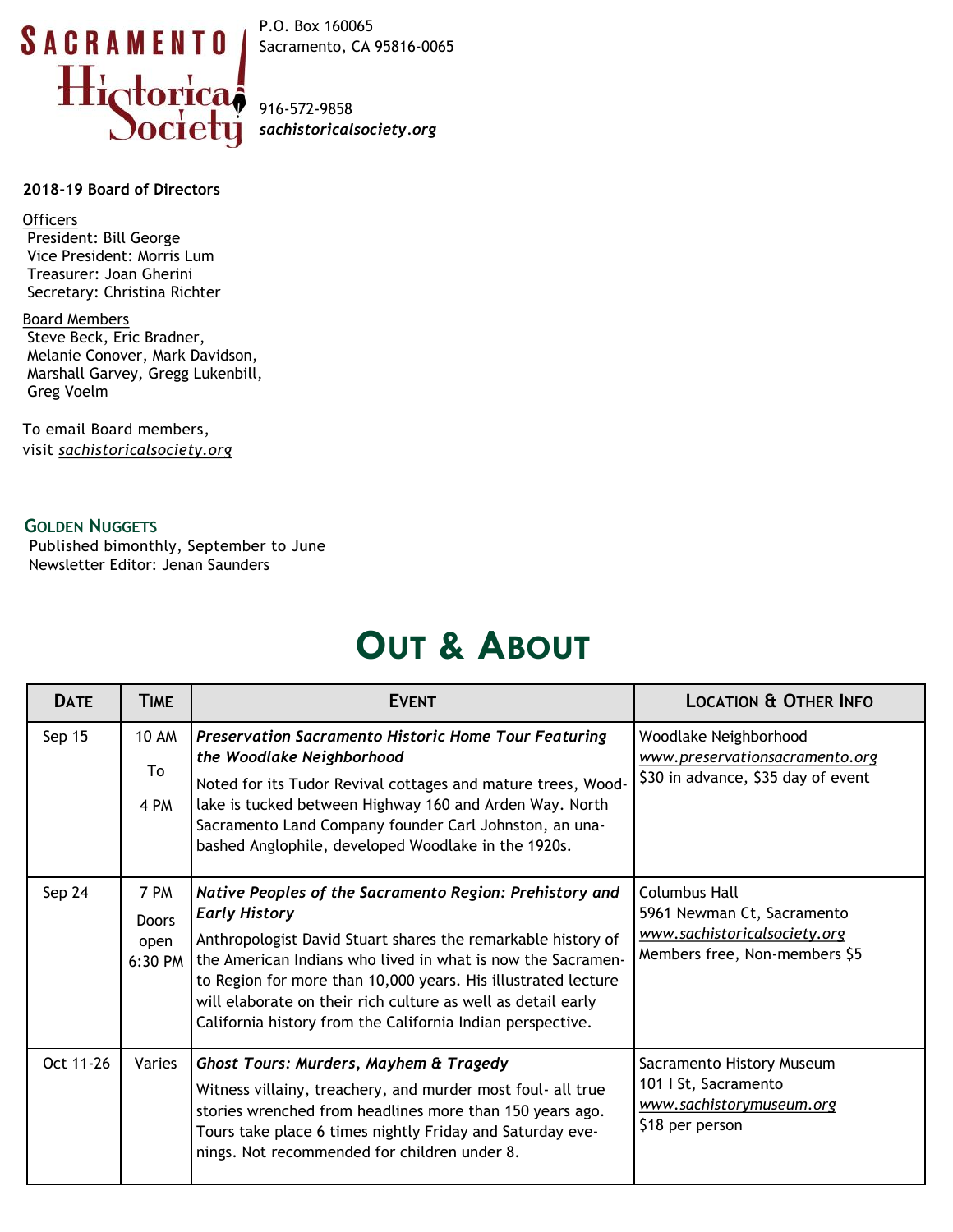SACRAMENTO Historical Society

P.O. Box 160065
Sacramento, CA 95816-0065

916-572-9858
***sachistoricalsociety.org***

**2018-19 Board of Directors**

Officers
President: Bill George
Vice President: Morris Lum
Treasurer: Joan Gherini
Secretary: Christina Richter

Board Members
Steve Beck, Eric Bradner,
Melanie Conover, Mark Davidson,
Marshall Garvey, Gregg Lukenbill,
Greg Voelm

To email Board members,
visit *sachistoricalsociety.org*

**GOLDEN NUGGETS**
Published bimonthly, September to June
Newsletter Editor: Jenan Saunders

# OUT & ABOUT

| DATE | TIME | EVENT | LOCATION & OTHER INFO |
|---|---|---|---|
| Sep 15 | 10 AM To 4 PM | ***Preservation Sacramento Historic Home Tour Featuring the Woodlake Neighborhood*** Noted for its Tudor Revival cottages and mature trees, Woodlake is tucked between Highway 160 and Arden Way. North Sacramento Land Company founder Carl Johnston, an unabashed Anglophile, developed Woodlake in the 1920s. | Woodlake Neighborhood *www.preservationsacramento.org* $30 in advance, $35 day of event |
| Sep 24 | 7 PM Doors open 6:30 PM | ***Native Peoples of the Sacramento Region: Prehistory and Early History*** Anthropologist David Stuart shares the remarkable history of the American Indians who lived in what is now the Sacramento Region for more than 10,000 years. His illustrated lecture will elaborate on their rich culture as well as detail early California history from the California Indian perspective. | Columbus Hall 5961 Newman Ct, Sacramento *www.sachistoricalsociety.org* Members free, Non-members $5 |
| Oct 11-26 | Varies | ***Ghost Tours: Murders, Mayhem & Tragedy*** Witness villainy, treachery, and murder most foul- all true stories wrenched from headlines more than 150 years ago. Tours take place 6 times nightly Friday and Saturday evenings. Not recommended for children under 8. | Sacramento History Museum 101 I St, Sacramento *www.sachistorymuseum.org* $18 per person |